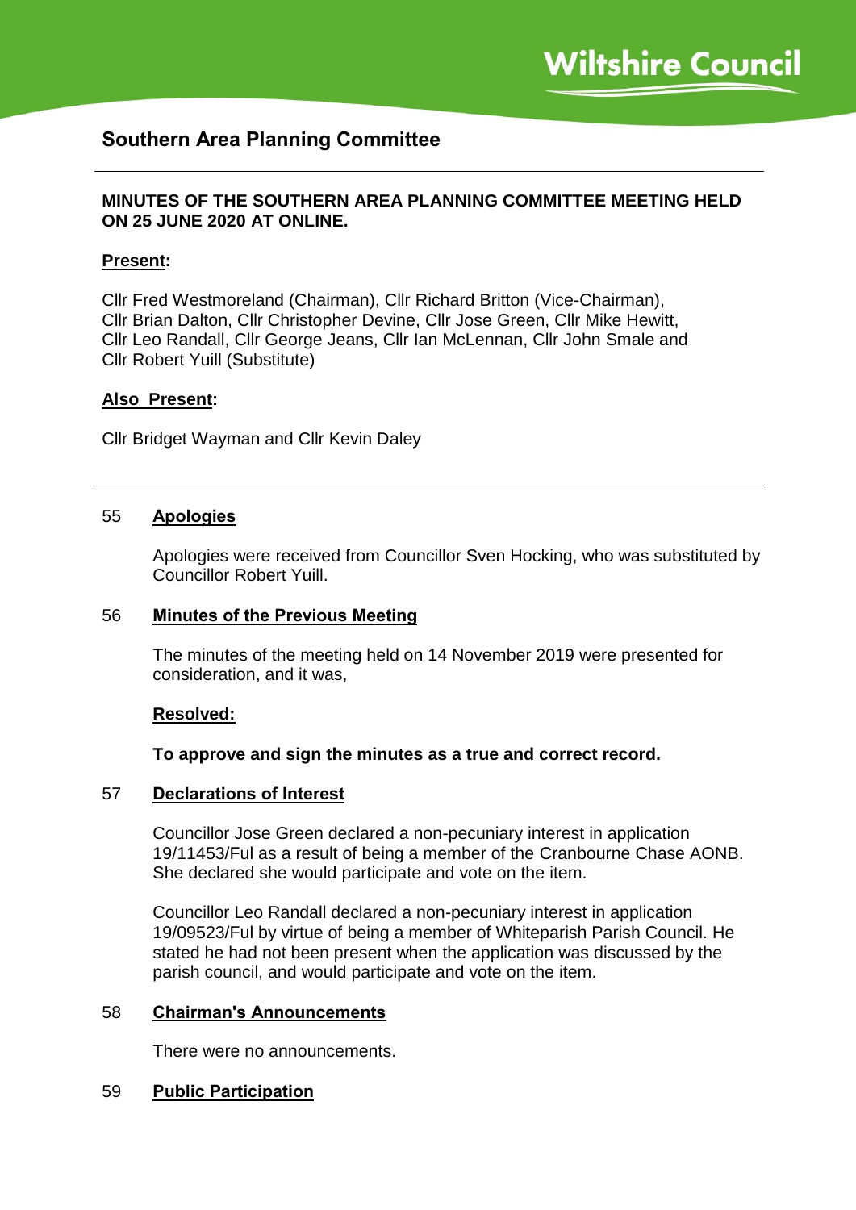# Southern Area Planning Committee

**MINUTES OF THE SOUTHERN AREA PLANNING COMMITTEE MEETING HELD ON 25 JUNE 2020 AT ONLINE.**

**Present:**

Cllr Fred Westmoreland (Chairman), Cllr Richard Britton (Vice-Chairman), Cllr Brian Dalton, Cllr Christopher Devine, Cllr Jose Green, Cllr Mike Hewitt, Cllr Leo Randall, Cllr George Jeans, Cllr Ian McLennan, Cllr John Smale and Cllr Robert Yuill (Substitute)

**Also Present:**

Cllr Bridget Wayman and Cllr Kevin Daley

---

## 55 Apologies

Apologies were received from Councillor Sven Hocking, who was substituted by Councillor Robert Yuill.

## 56 Minutes of the Previous Meeting

The minutes of the meeting held on 14 November 2019 were presented for consideration, and it was,

**Resolved:**

**To approve and sign the minutes as a true and correct record.**

## 57 Declarations of Interest

Councillor Jose Green declared a non-pecuniary interest in application 19/11453/Ful as a result of being a member of the Cranbourne Chase AONB. She declared she would participate and vote on the item.

Councillor Leo Randall declared a non-pecuniary interest in application 19/09523/Ful by virtue of being a member of Whiteparish Parish Council. He stated he had not been present when the application was discussed by the parish council, and would participate and vote on the item.

## 58 Chairman's Announcements

There were no announcements.

## 59 Public Participation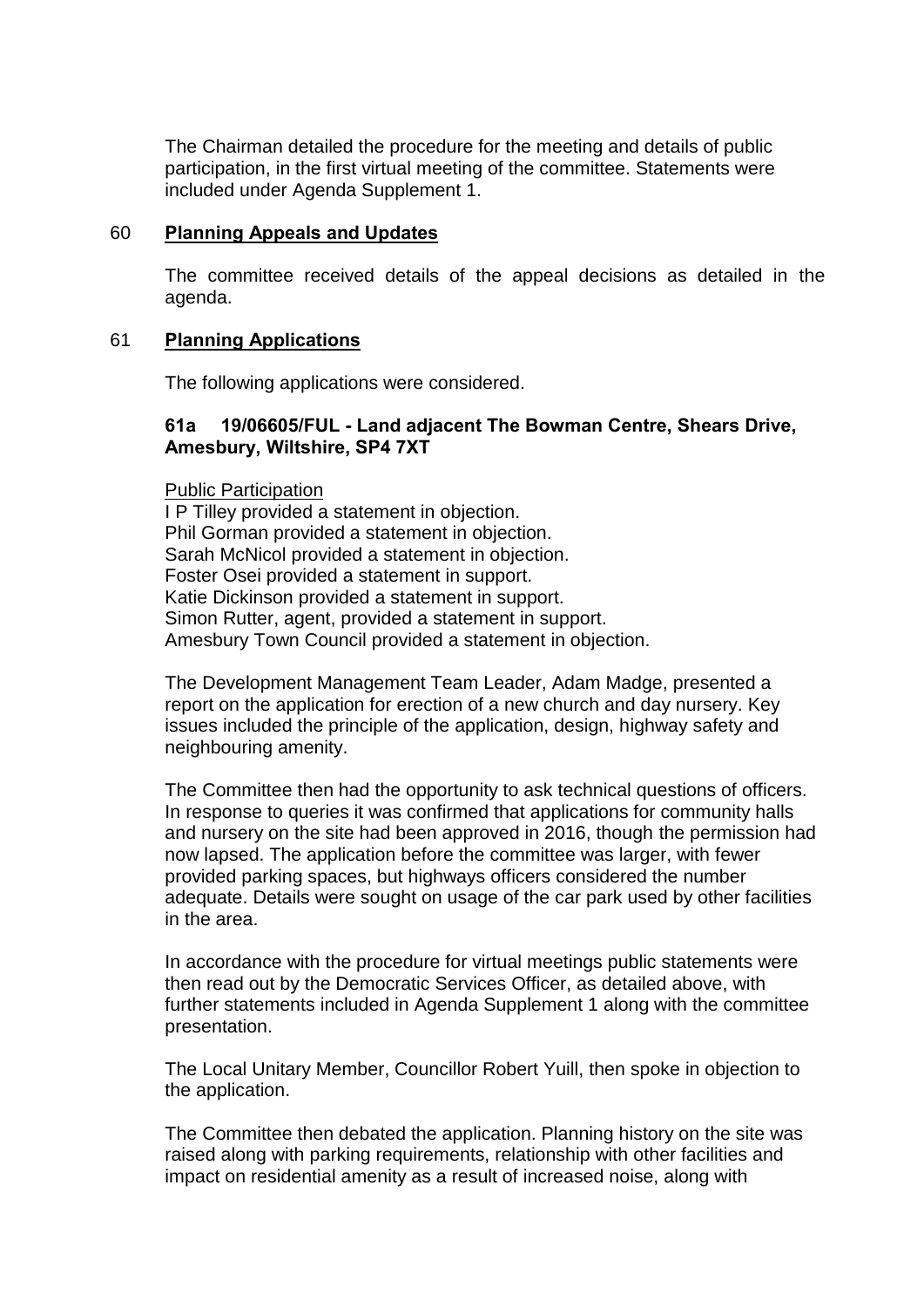The Chairman detailed the procedure for the meeting and details of public participation, in the first virtual meeting of the committee. Statements were included under Agenda Supplement 1.

## 60 **Planning Appeals and Updates**

The committee received details of the appeal decisions as detailed in the agenda.

## 61 **Planning Applications**

The following applications were considered.

### 61a 19/06605/FUL - Land adjacent The Bowman Centre, Shears Drive, Amesbury, Wiltshire, SP4 7XT

Public Participation
I P Tilley provided a statement in objection.
Phil Gorman provided a statement in objection.
Sarah McNicol provided a statement in objection.
Foster Osei provided a statement in support.
Katie Dickinson provided a statement in support.
Simon Rutter, agent, provided a statement in support.
Amesbury Town Council provided a statement in objection.

The Development Management Team Leader, Adam Madge, presented a report on the application for erection of a new church and day nursery. Key issues included the principle of the application, design, highway safety and neighbouring amenity.

The Committee then had the opportunity to ask technical questions of officers. In response to queries it was confirmed that applications for community halls and nursery on the site had been approved in 2016, though the permission had now lapsed. The application before the committee was larger, with fewer provided parking spaces, but highways officers considered the number adequate. Details were sought on usage of the car park used by other facilities in the area.

In accordance with the procedure for virtual meetings public statements were then read out by the Democratic Services Officer, as detailed above, with further statements included in Agenda Supplement 1 along with the committee presentation.

The Local Unitary Member, Councillor Robert Yuill, then spoke in objection to the application.

The Committee then debated the application. Planning history on the site was raised along with parking requirements, relationship with other facilities and impact on residential amenity as a result of increased noise, along with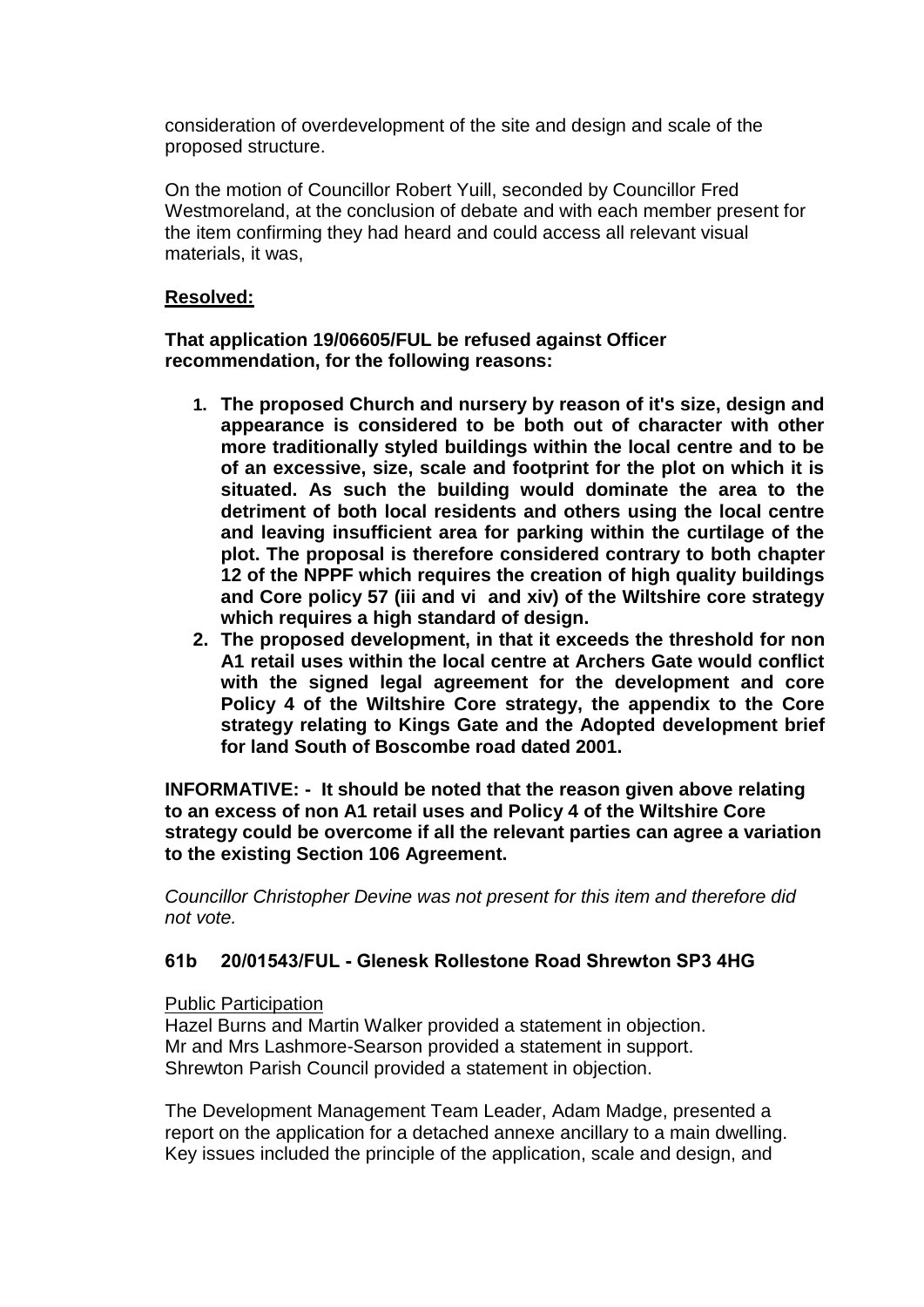consideration of overdevelopment of the site and design and scale of the proposed structure.

On the motion of Councillor Robert Yuill, seconded by Councillor Fred Westmoreland, at the conclusion of debate and with each member present for the item confirming they had heard and could access all relevant visual materials, it was,

**Resolved:**

**That application 19/06605/FUL be refused against Officer recommendation, for the following reasons:**

1. **The proposed Church and nursery by reason of it's size, design and appearance is considered to be both out of character with other more traditionally styled buildings within the local centre and to be of an excessive, size, scale and footprint for the plot on which it is situated. As such the building would dominate the area to the detriment of both local residents and others using the local centre and leaving insufficient area for parking within the curtilage of the plot. The proposal is therefore considered contrary to both chapter 12 of the NPPF which requires the creation of high quality buildings and Core policy 57 (iii and vi and xiv) of the Wiltshire core strategy which requires a high standard of design.**
2. **The proposed development, in that it exceeds the threshold for non A1 retail uses within the local centre at Archers Gate would conflict with the signed legal agreement for the development and core Policy 4 of the Wiltshire Core strategy, the appendix to the Core strategy relating to Kings Gate and the Adopted development brief for land South of Boscombe road dated 2001.**

**INFORMATIVE: - It should be noted that the reason given above relating to an excess of non A1 retail uses and Policy 4 of the Wiltshire Core strategy could be overcome if all the relevant parties can agree a variation to the existing Section 106 Agreement.**

*Councillor Christopher Devine was not present for this item and therefore did not vote.*

### 61b 20/01543/FUL - Glenesk Rollestone Road Shrewton SP3 4HG

Public Participation

Hazel Burns and Martin Walker provided a statement in objection.
Mr and Mrs Lashmore-Searson provided a statement in support.
Shrewton Parish Council provided a statement in objection.

The Development Management Team Leader, Adam Madge, presented a report on the application for a detached annexe ancillary to a main dwelling. Key issues included the principle of the application, scale and design, and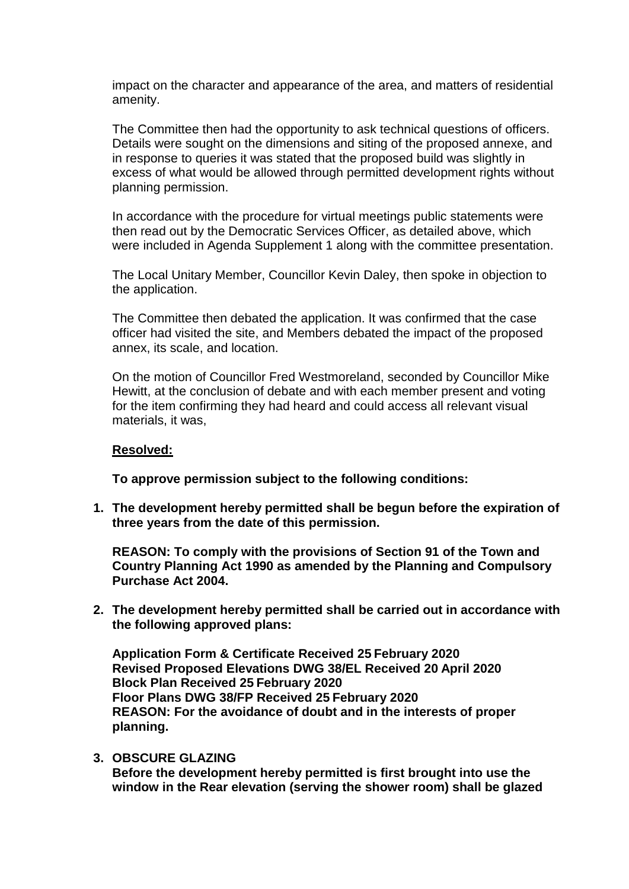impact on the character and appearance of the area, and matters of residential amenity.

The Committee then had the opportunity to ask technical questions of officers. Details were sought on the dimensions and siting of the proposed annexe, and in response to queries it was stated that the proposed build was slightly in excess of what would be allowed through permitted development rights without planning permission.

In accordance with the procedure for virtual meetings public statements were then read out by the Democratic Services Officer, as detailed above, which were included in Agenda Supplement 1 along with the committee presentation.

The Local Unitary Member, Councillor Kevin Daley, then spoke in objection to the application.

The Committee then debated the application. It was confirmed that the case officer had visited the site, and Members debated the impact of the proposed annex, its scale, and location.

On the motion of Councillor Fred Westmoreland, seconded by Councillor Mike Hewitt, at the conclusion of debate and with each member present and voting for the item confirming they had heard and could access all relevant visual materials, it was,

**Resolved:**

**To approve permission subject to the following conditions:**

1. **The development hereby permitted shall be begun before the expiration of three years from the date of this permission.**

   **REASON: To comply with the provisions of Section 91 of the Town and Country Planning Act 1990 as amended by the Planning and Compulsory Purchase Act 2004.**

2. **The development hereby permitted shall be carried out in accordance with the following approved plans:**

   **Application Form & Certificate Received 25 February 2020**
   **Revised Proposed Elevations DWG 38/EL Received 20 April 2020**
   **Block Plan Received 25 February 2020**
   **Floor Plans DWG 38/FP Received 25 February 2020**
   **REASON: For the avoidance of doubt and in the interests of proper planning.**

3. **OBSCURE GLAZING**
   **Before the development hereby permitted is first brought into use the window in the Rear elevation (serving the shower room) shall be glazed**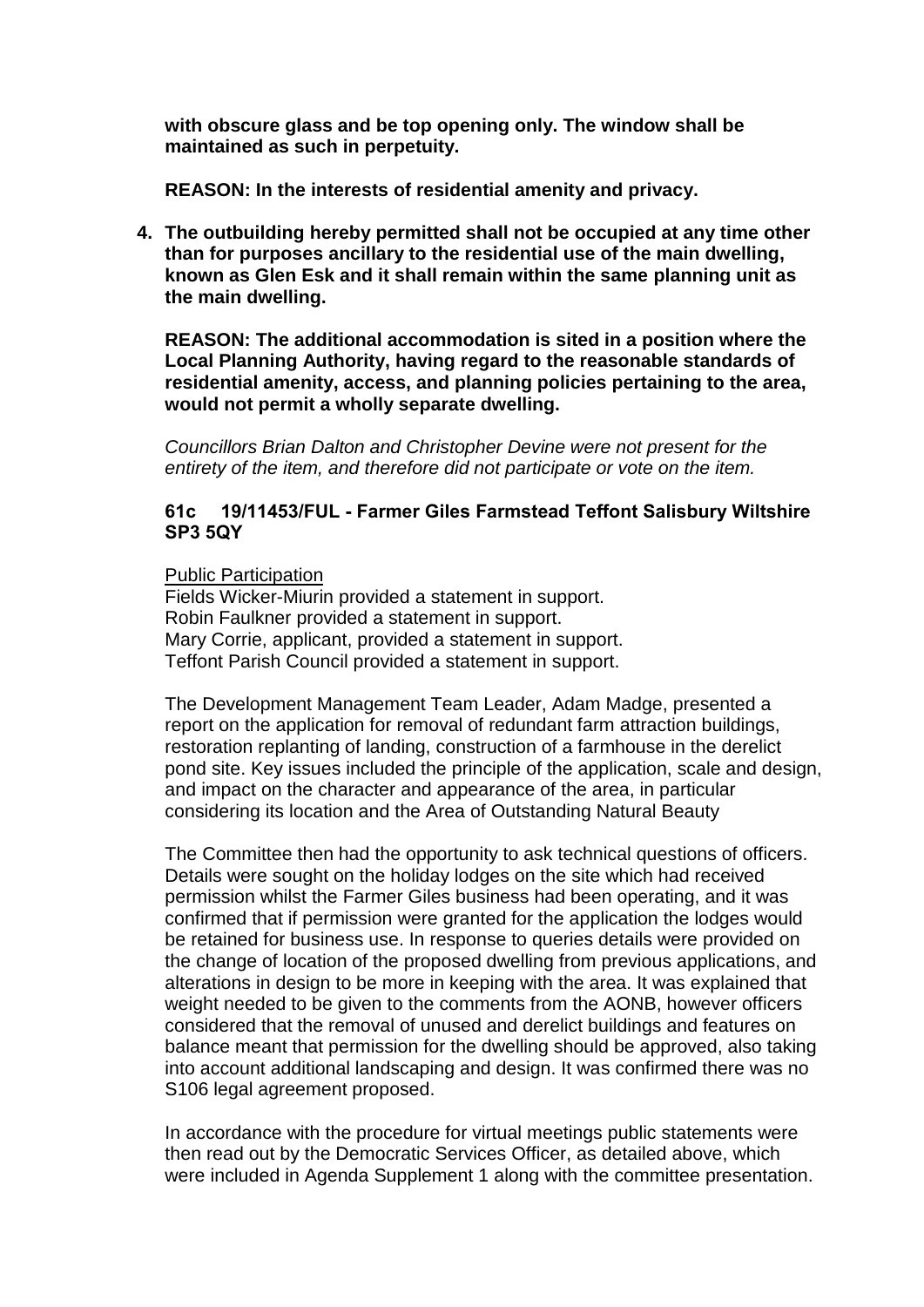**with obscure glass and be top opening only. The window shall be maintained as such in perpetuity.**

**REASON: In the interests of residential amenity and privacy.**

4. **The outbuilding hereby permitted shall not be occupied at any time other than for purposes ancillary to the residential use of the main dwelling, known as Glen Esk and it shall remain within the same planning unit as the main dwelling.**

   **REASON: The additional accommodation is sited in a position where the Local Planning Authority, having regard to the reasonable standards of residential amenity, access, and planning policies pertaining to the area, would not permit a wholly separate dwelling.**

*Councillors Brian Dalton and Christopher Devine were not present for the entirety of the item, and therefore did not participate or vote on the item.*

### 61c 19/11453/FUL - Farmer Giles Farmstead Teffont Salisbury Wiltshire SP3 5QY

Public Participation
Fields Wicker-Miurin provided a statement in support.
Robin Faulkner provided a statement in support.
Mary Corrie, applicant, provided a statement in support.
Teffont Parish Council provided a statement in support.

The Development Management Team Leader, Adam Madge, presented a report on the application for removal of redundant farm attraction buildings, restoration replanting of landing, construction of a farmhouse in the derelict pond site. Key issues included the principle of the application, scale and design, and impact on the character and appearance of the area, in particular considering its location and the Area of Outstanding Natural Beauty

The Committee then had the opportunity to ask technical questions of officers. Details were sought on the holiday lodges on the site which had received permission whilst the Farmer Giles business had been operating, and it was confirmed that if permission were granted for the application the lodges would be retained for business use. In response to queries details were provided on the change of location of the proposed dwelling from previous applications, and alterations in design to be more in keeping with the area. It was explained that weight needed to be given to the comments from the AONB, however officers considered that the removal of unused and derelict buildings and features on balance meant that permission for the dwelling should be approved, also taking into account additional landscaping and design. It was confirmed there was no S106 legal agreement proposed.

In accordance with the procedure for virtual meetings public statements were then read out by the Democratic Services Officer, as detailed above, which were included in Agenda Supplement 1 along with the committee presentation.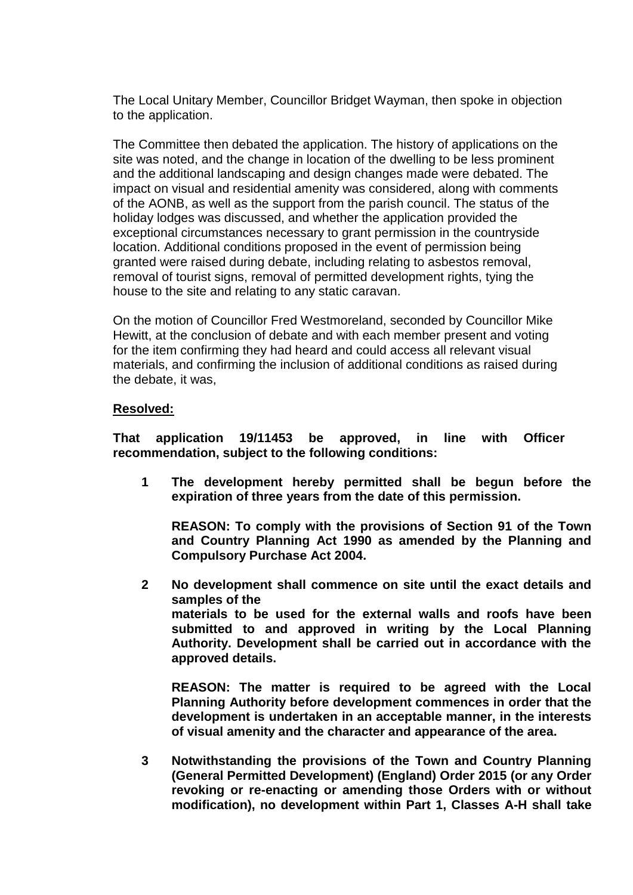The Local Unitary Member, Councillor Bridget Wayman, then spoke in objection to the application.

The Committee then debated the application. The history of applications on the site was noted, and the change in location of the dwelling to be less prominent and the additional landscaping and design changes made were debated. The impact on visual and residential amenity was considered, along with comments of the AONB, as well as the support from the parish council. The status of the holiday lodges was discussed, and whether the application provided the exceptional circumstances necessary to grant permission in the countryside location. Additional conditions proposed in the event of permission being granted were raised during debate, including relating to asbestos removal, removal of tourist signs, removal of permitted development rights, tying the house to the site and relating to any static caravan.

On the motion of Councillor Fred Westmoreland, seconded by Councillor Mike Hewitt, at the conclusion of debate and with each member present and voting for the item confirming they had heard and could access all relevant visual materials, and confirming the inclusion of additional conditions as raised during the debate, it was,

**Resolved:**

**That application 19/11453 be approved, in line with Officer recommendation, subject to the following conditions:**

**1 The development hereby permitted shall be begun before the expiration of three years from the date of this permission.**

**REASON: To comply with the provisions of Section 91 of the Town and Country Planning Act 1990 as amended by the Planning and Compulsory Purchase Act 2004.**

**2 No development shall commence on site until the exact details and samples of the materials to be used for the external walls and roofs have been submitted to and approved in writing by the Local Planning Authority. Development shall be carried out in accordance with the approved details.**

**REASON: The matter is required to be agreed with the Local Planning Authority before development commences in order that the development is undertaken in an acceptable manner, in the interests of visual amenity and the character and appearance of the area.**

**3 Notwithstanding the provisions of the Town and Country Planning (General Permitted Development) (England) Order 2015 (or any Order revoking or re-enacting or amending those Orders with or without modification), no development within Part 1, Classes A-H shall take**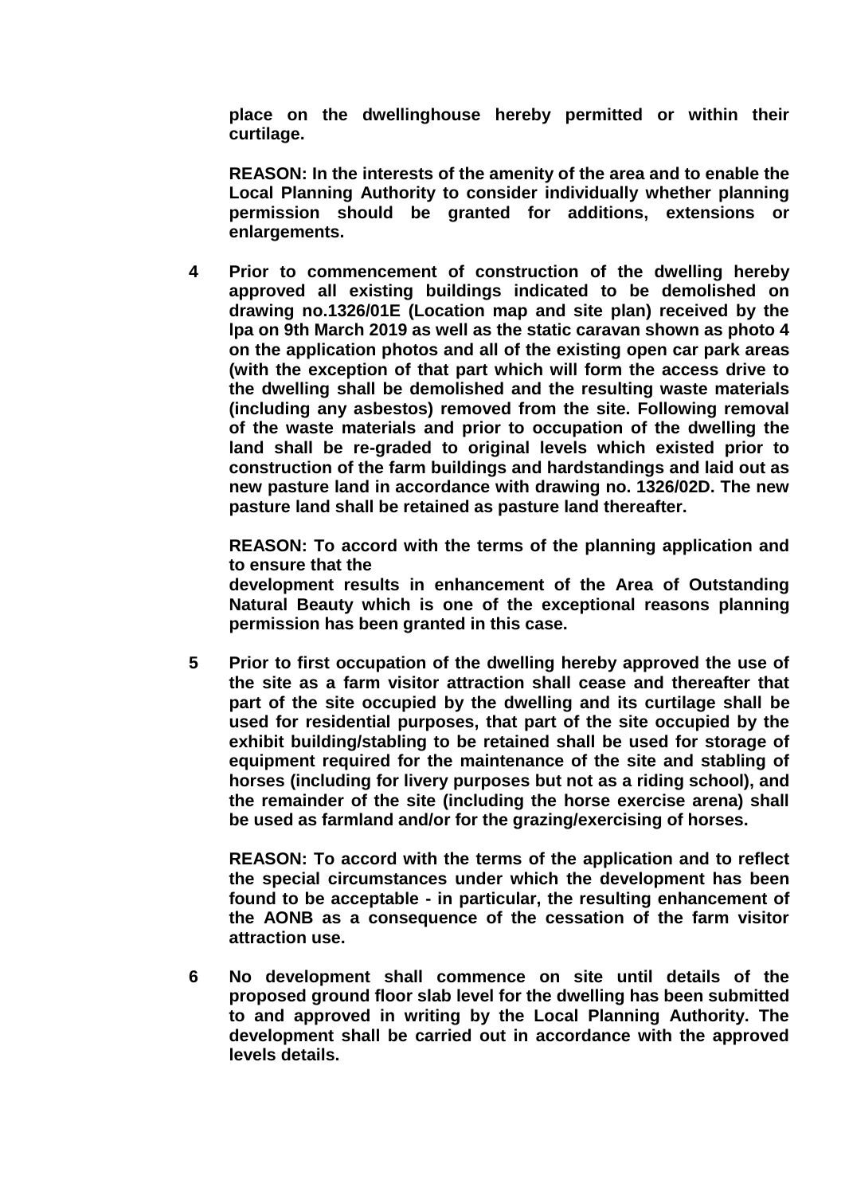**place on the dwellinghouse hereby permitted or within their curtilage.**

**REASON: In the interests of the amenity of the area and to enable the Local Planning Authority to consider individually whether planning permission should be granted for additions, extensions or enlargements.**

**4 Prior to commencement of construction of the dwelling hereby approved all existing buildings indicated to be demolished on drawing no.1326/01E (Location map and site plan) received by the lpa on 9th March 2019 as well as the static caravan shown as photo 4 on the application photos and all of the existing open car park areas (with the exception of that part which will form the access drive to the dwelling shall be demolished and the resulting waste materials (including any asbestos) removed from the site. Following removal of the waste materials and prior to occupation of the dwelling the land shall be re-graded to original levels which existed prior to construction of the farm buildings and hardstandings and laid out as new pasture land in accordance with drawing no. 1326/02D. The new pasture land shall be retained as pasture land thereafter.**

**REASON: To accord with the terms of the planning application and to ensure that the development results in enhancement of the Area of Outstanding Natural Beauty which is one of the exceptional reasons planning permission has been granted in this case.**

**5 Prior to first occupation of the dwelling hereby approved the use of the site as a farm visitor attraction shall cease and thereafter that part of the site occupied by the dwelling and its curtilage shall be used for residential purposes, that part of the site occupied by the exhibit building/stabling to be retained shall be used for storage of equipment required for the maintenance of the site and stabling of horses (including for livery purposes but not as a riding school), and the remainder of the site (including the horse exercise arena) shall be used as farmland and/or for the grazing/exercising of horses.**

**REASON: To accord with the terms of the application and to reflect the special circumstances under which the development has been found to be acceptable - in particular, the resulting enhancement of the AONB as a consequence of the cessation of the farm visitor attraction use.**

**6 No development shall commence on site until details of the proposed ground floor slab level for the dwelling has been submitted to and approved in writing by the Local Planning Authority. The development shall be carried out in accordance with the approved levels details.**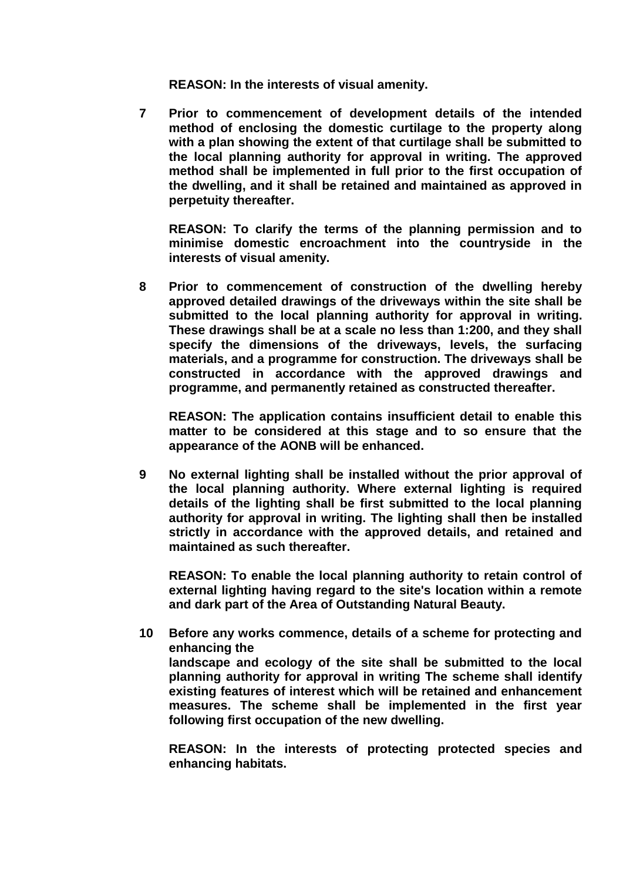**REASON: In the interests of visual amenity.**

**7** **Prior to commencement of development details of the intended method of enclosing the domestic curtilage to the property along with a plan showing the extent of that curtilage shall be submitted to the local planning authority for approval in writing. The approved method shall be implemented in full prior to the first occupation of the dwelling, and it shall be retained and maintained as approved in perpetuity thereafter.**

**REASON: To clarify the terms of the planning permission and to minimise domestic encroachment into the countryside in the interests of visual amenity.**

**8** **Prior to commencement of construction of the dwelling hereby approved detailed drawings of the driveways within the site shall be submitted to the local planning authority for approval in writing. These drawings shall be at a scale no less than 1:200, and they shall specify the dimensions of the driveways, levels, the surfacing materials, and a programme for construction. The driveways shall be constructed in accordance with the approved drawings and programme, and permanently retained as constructed thereafter.**

**REASON: The application contains insufficient detail to enable this matter to be considered at this stage and to so ensure that the appearance of the AONB will be enhanced.**

**9** **No external lighting shall be installed without the prior approval of the local planning authority. Where external lighting is required details of the lighting shall be first submitted to the local planning authority for approval in writing. The lighting shall then be installed strictly in accordance with the approved details, and retained and maintained as such thereafter.**

**REASON: To enable the local planning authority to retain control of external lighting having regard to the site's location within a remote and dark part of the Area of Outstanding Natural Beauty.**

**10** **Before any works commence, details of a scheme for protecting and enhancing the**
**landscape and ecology of the site shall be submitted to the local planning authority for approval in writing The scheme shall identify existing features of interest which will be retained and enhancement measures. The scheme shall be implemented in the first year following first occupation of the new dwelling.**

**REASON: In the interests of protecting protected species and enhancing habitats.**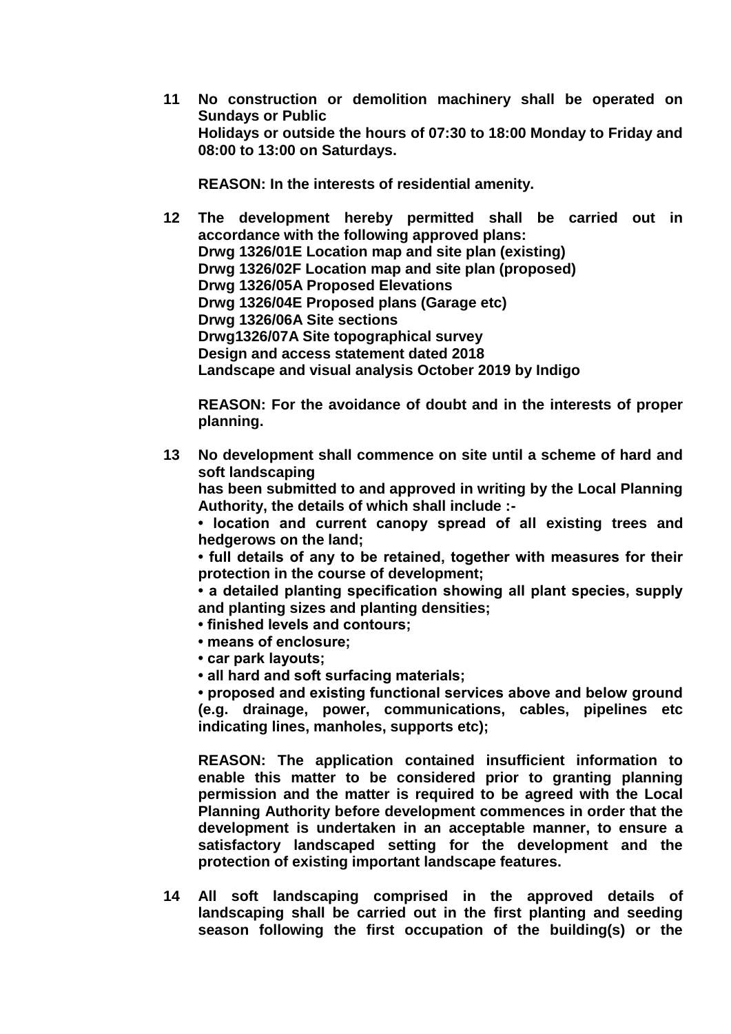**11 No construction or demolition machinery shall be operated on Sundays or Public Holidays or outside the hours of 07:30 to 18:00 Monday to Friday and 08:00 to 13:00 on Saturdays.**

**REASON: In the interests of residential amenity.**

**12 The development hereby permitted shall be carried out in accordance with the following approved plans:**
**Drwg 1326/01E Location map and site plan (existing)**
**Drwg 1326/02F Location map and site plan (proposed)**
**Drwg 1326/05A Proposed Elevations**
**Drwg 1326/04E Proposed plans (Garage etc)**
**Drwg 1326/06A Site sections**
**Drwg1326/07A Site topographical survey**
**Design and access statement dated 2018**
**Landscape and visual analysis October 2019 by Indigo**

**REASON: For the avoidance of doubt and in the interests of proper planning.**

**13 No development shall commence on site until a scheme of hard and soft landscaping has been submitted to and approved in writing by the Local Planning Authority, the details of which shall include :-**

**• location and current canopy spread of all existing trees and hedgerows on the land;**
**• full details of any to be retained, together with measures for their protection in the course of development;**
**• a detailed planting specification showing all plant species, supply and planting sizes and planting densities;**
**• finished levels and contours;**
**• means of enclosure;**
**• car park layouts;**
**• all hard and soft surfacing materials;**
**• proposed and existing functional services above and below ground (e.g. drainage, power, communications, cables, pipelines etc indicating lines, manholes, supports etc);**

**REASON: The application contained insufficient information to enable this matter to be considered prior to granting planning permission and the matter is required to be agreed with the Local Planning Authority before development commences in order that the development is undertaken in an acceptable manner, to ensure a satisfactory landscaped setting for the development and the protection of existing important landscape features.**

**14 All soft landscaping comprised in the approved details of landscaping shall be carried out in the first planting and seeding season following the first occupation of the building(s) or the**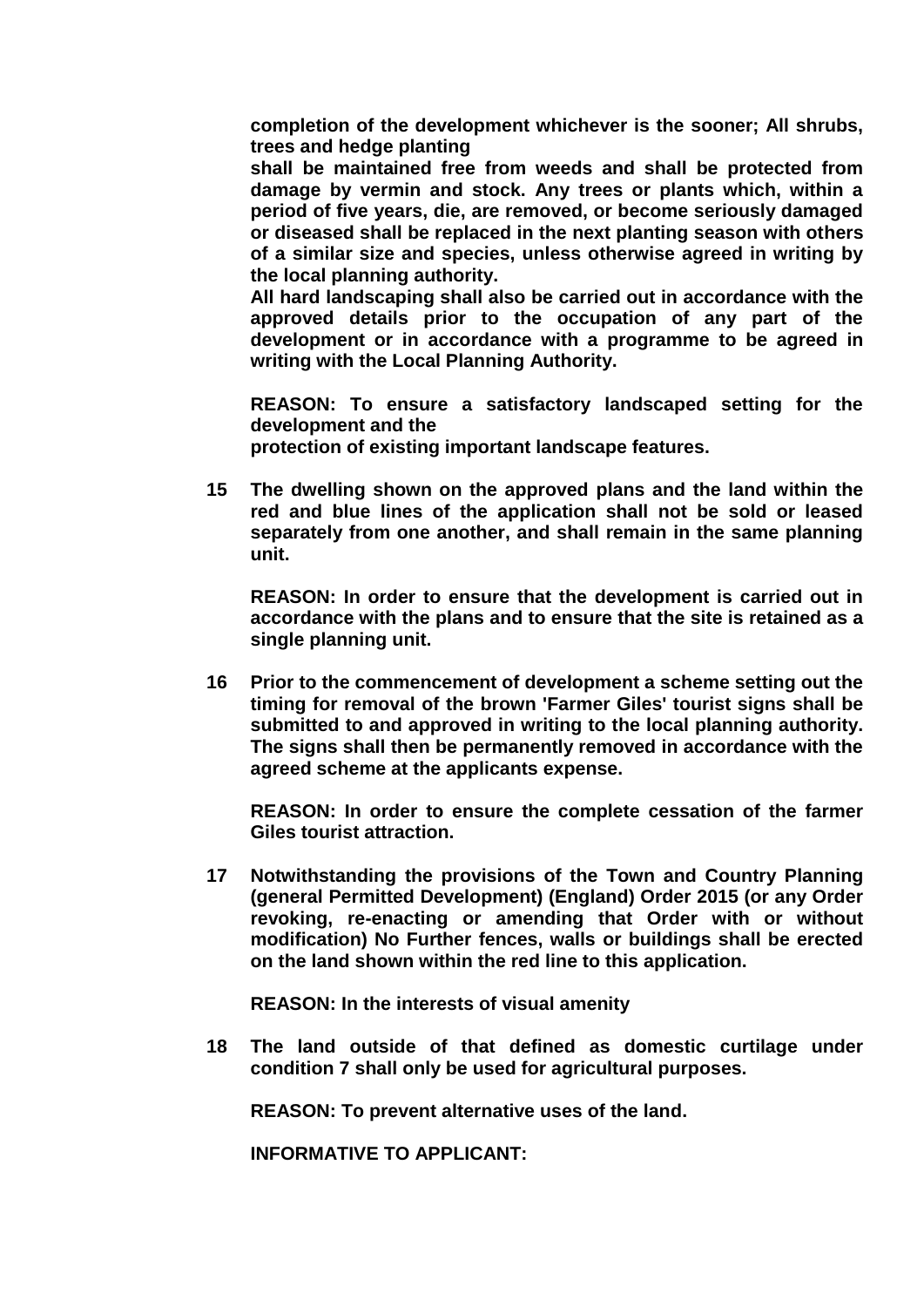**completion of the development whichever is the sooner; All shrubs, trees and hedge planting**
**shall be maintained free from weeds and shall be protected from damage by vermin and stock. Any trees or plants which, within a period of five years, die, are removed, or become seriously damaged or diseased shall be replaced in the next planting season with others of a similar size and species, unless otherwise agreed in writing by the local planning authority.**
**All hard landscaping shall also be carried out in accordance with the approved details prior to the occupation of any part of the development or in accordance with a programme to be agreed in writing with the Local Planning Authority.**

**REASON: To ensure a satisfactory landscaped setting for the development and the**
**protection of existing important landscape features.**

**15 The dwelling shown on the approved plans and the land within the red and blue lines of the application shall not be sold or leased separately from one another, and shall remain in the same planning unit.**

**REASON: In order to ensure that the development is carried out in accordance with the plans and to ensure that the site is retained as a single planning unit.**

**16 Prior to the commencement of development a scheme setting out the timing for removal of the brown 'Farmer Giles' tourist signs shall be submitted to and approved in writing to the local planning authority. The signs shall then be permanently removed in accordance with the agreed scheme at the applicants expense.**

**REASON: In order to ensure the complete cessation of the farmer Giles tourist attraction.**

**17 Notwithstanding the provisions of the Town and Country Planning (general Permitted Development) (England) Order 2015 (or any Order revoking, re-enacting or amending that Order with or without modification) No Further fences, walls or buildings shall be erected on the land shown within the red line to this application.**

**REASON: In the interests of visual amenity**

**18 The land outside of that defined as domestic curtilage under condition 7 shall only be used for agricultural purposes.**

**REASON: To prevent alternative uses of the land.**

**INFORMATIVE TO APPLICANT:**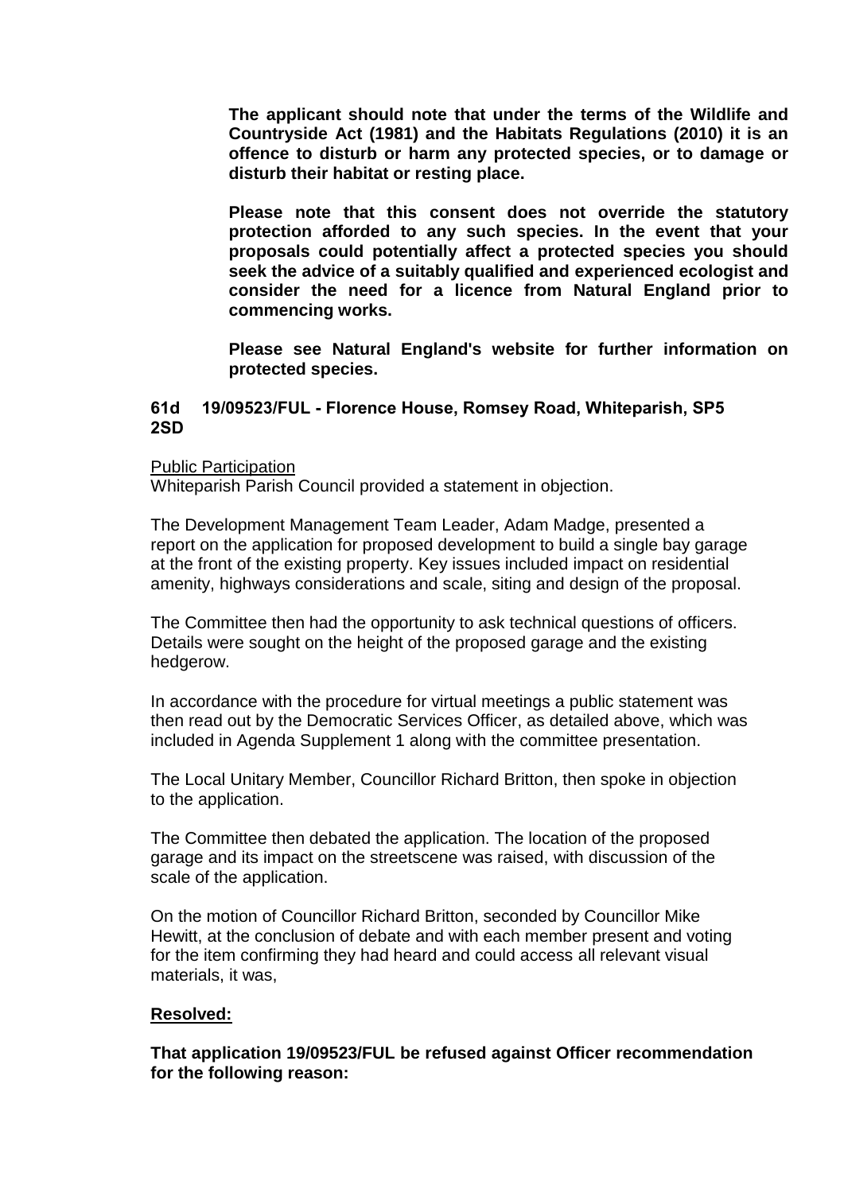**The applicant should note that under the terms of the Wildlife and Countryside Act (1981) and the Habitats Regulations (2010) it is an offence to disturb or harm any protected species, or to damage or disturb their habitat or resting place.**

**Please note that this consent does not override the statutory protection afforded to any such species. In the event that your proposals could potentially affect a protected species you should seek the advice of a suitably qualified and experienced ecologist and consider the need for a licence from Natural England prior to commencing works.**

**Please see Natural England's website for further information on protected species.**

### 61d 19/09523/FUL - Florence House, Romsey Road, Whiteparish, SP5 2SD

Public Participation
Whiteparish Parish Council provided a statement in objection.

The Development Management Team Leader, Adam Madge, presented a report on the application for proposed development to build a single bay garage at the front of the existing property. Key issues included impact on residential amenity, highways considerations and scale, siting and design of the proposal.

The Committee then had the opportunity to ask technical questions of officers. Details were sought on the height of the proposed garage and the existing hedgerow.

In accordance with the procedure for virtual meetings a public statement was then read out by the Democratic Services Officer, as detailed above, which was included in Agenda Supplement 1 along with the committee presentation.

The Local Unitary Member, Councillor Richard Britton, then spoke in objection to the application.

The Committee then debated the application. The location of the proposed garage and its impact on the streetscene was raised, with discussion of the scale of the application.

On the motion of Councillor Richard Britton, seconded by Councillor Mike Hewitt, at the conclusion of debate and with each member present and voting for the item confirming they had heard and could access all relevant visual materials, it was,

**Resolved:**

**That application 19/09523/FUL be refused against Officer recommendation for the following reason:**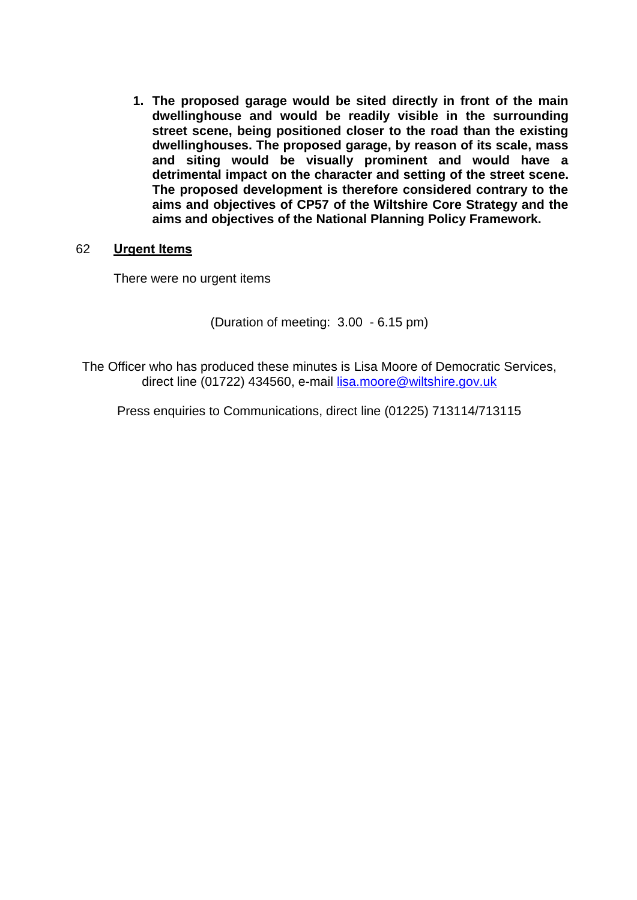1. **The proposed garage would be sited directly in front of the main dwellinghouse and would be readily visible in the surrounding street scene, being positioned closer to the road than the existing dwellinghouses. The proposed garage, by reason of its scale, mass and siting would be visually prominent and would have a detrimental impact on the character and setting of the street scene. The proposed development is therefore considered contrary to the aims and objectives of CP57 of the Wiltshire Core Strategy and the aims and objectives of the National Planning Policy Framework.**

## 62 Urgent Items

There were no urgent items

(Duration of meeting: 3.00 - 6.15 pm)

The Officer who has produced these minutes is Lisa Moore of Democratic Services, direct line (01722) 434560, e-mail lisa.moore@wiltshire.gov.uk

Press enquiries to Communications, direct line (01225) 713114/713115